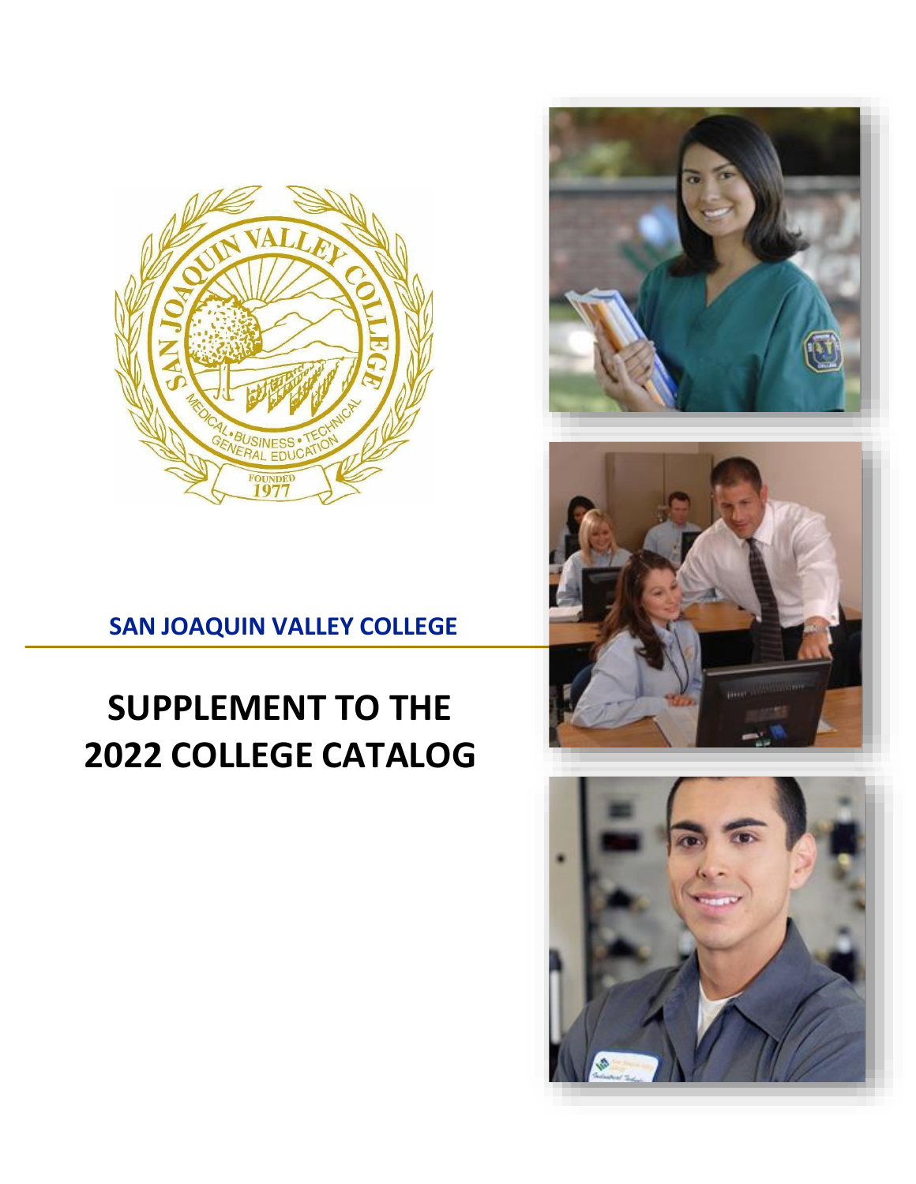# SAN JOAQUIN VALLEY COLLEGE

# SUPPLEMENT TO THE 2022 COLLEGE CATALOG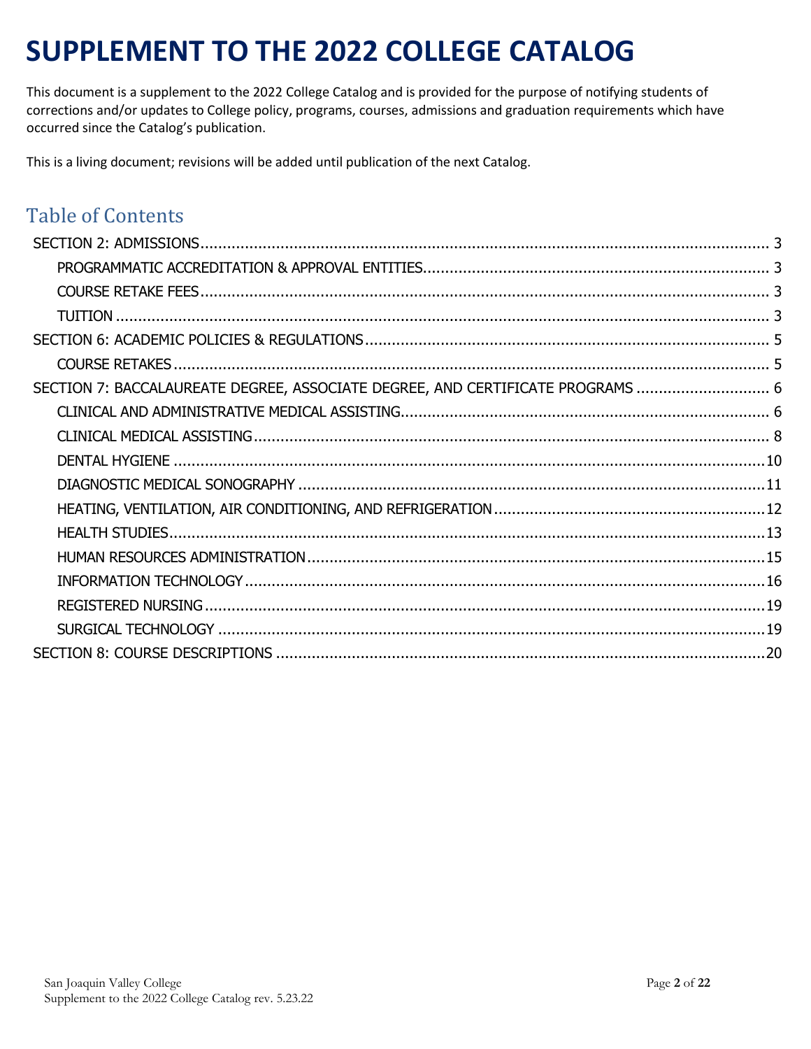# SUPPLEMENT TO THE 2022 COLLEGE CATALOG

This document is a supplement to the 2022 College Catalog and is provided for the purpose of notifying students of corrections and/or updates to College policy, programs, courses, admissions and graduation requirements which have occurred since the Catalog's publication.

This is a living document; revisions will be added until publication of the next Catalog.

## Table of Contents

- SECTION 2: ADMISSIONS ........ 3
  - PROGRAMMATIC ACCREDITATION & APPROVAL ENTITIES ........ 3
  - COURSE RETAKE FEES ........ 3
  - TUITION ........ 3
- SECTION 6: ACADEMIC POLICIES & REGULATIONS ........ 5
  - COURSE RETAKES ........ 5
- SECTION 7: BACCALAUREATE DEGREE, ASSOCIATE DEGREE, AND CERTIFICATE PROGRAMS ........ 6
  - CLINICAL AND ADMINISTRATIVE MEDICAL ASSISTING ........ 6
  - CLINICAL MEDICAL ASSISTING ........ 8
  - DENTAL HYGIENE ........ 10
  - DIAGNOSTIC MEDICAL SONOGRAPHY ........ 11
  - HEATING, VENTILATION, AIR CONDITIONING, AND REFRIGERATION ........ 12
  - HEALTH STUDIES ........ 13
  - HUMAN RESOURCES ADMINISTRATION ........ 15
  - INFORMATION TECHNOLOGY ........ 16
  - REGISTERED NURSING ........ 19
  - SURGICAL TECHNOLOGY ........ 19
- SECTION 8: COURSE DESCRIPTIONS ........ 20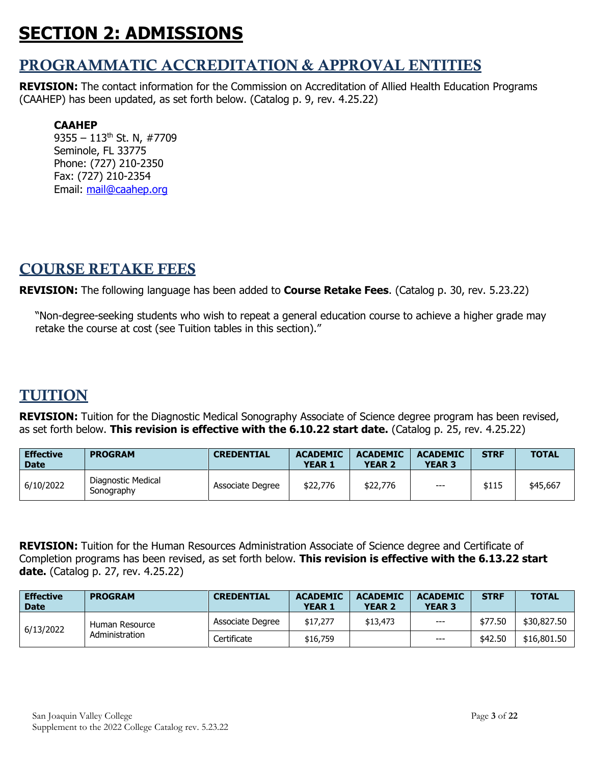# SECTION 2: ADMISSIONS

## PROGRAMMATIC ACCREDITATION & APPROVAL ENTITIES

**REVISION:** The contact information for the Commission on Accreditation of Allied Health Education Programs (CAAHEP) has been updated, as set forth below. (Catalog p. 9, rev. 4.25.22)

**CAAHEP**
9355 – 113th St. N, #7709
Seminole, FL 33775
Phone: (727) 210-2350
Fax: (727) 210-2354
Email: mail@caahep.org

## COURSE RETAKE FEES

**REVISION:** The following language has been added to **Course Retake Fees**. (Catalog p. 30, rev. 5.23.22)

"Non-degree-seeking students who wish to repeat a general education course to achieve a higher grade may retake the course at cost (see Tuition tables in this section)."

## TUITION

**REVISION:** Tuition for the Diagnostic Medical Sonography Associate of Science degree program has been revised, as set forth below. **This revision is effective with the 6.10.22 start date.** (Catalog p. 25, rev. 4.25.22)

| Effective Date | PROGRAM | CREDENTIAL | ACADEMIC YEAR 1 | ACADEMIC YEAR 2 | ACADEMIC YEAR 3 | STRF | TOTAL |
|---|---|---|---|---|---|---|---|
| 6/10/2022 | Diagnostic Medical Sonography | Associate Degree | $22,776 | $22,776 | --- | $115 | $45,667 |

**REVISION:** Tuition for the Human Resources Administration Associate of Science degree and Certificate of Completion programs has been revised, as set forth below. **This revision is effective with the 6.13.22 start date.** (Catalog p. 27, rev. 4.25.22)

| Effective Date | PROGRAM | CREDENTIAL | ACADEMIC YEAR 1 | ACADEMIC YEAR 2 | ACADEMIC YEAR 3 | STRF | TOTAL |
|---|---|---|---|---|---|---|---|
| 6/13/2022 | Human Resource Administration | Associate Degree | $17,277 | $13,473 | --- | $77.50 | $30,827.50 |
| | | Certificate | $16,759 | | --- | $42.50 | $16,801.50 |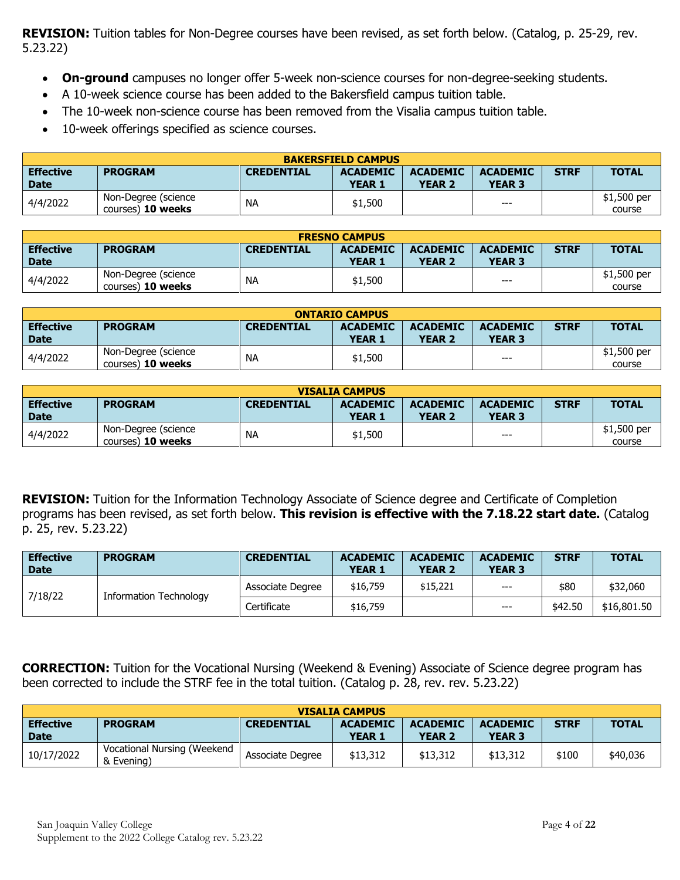**REVISION:** Tuition tables for Non-Degree courses have been revised, as set forth below. (Catalog, p. 25-29, rev. 5.23.22)

- **On-ground** campuses no longer offer 5-week non-science courses for non-degree-seeking students.
- A 10-week science course has been added to the Bakersfield campus tuition table.
- The 10-week non-science course has been removed from the Visalia campus tuition table.
- 10-week offerings specified as science courses.

| BAKERSFIELD CAMPUS | | | | | | | |
|---|---|---|---|---|---|---|---|
| **Effective Date** | **PROGRAM** | **CREDENTIAL** | **ACADEMIC YEAR 1** | **ACADEMIC YEAR 2** | **ACADEMIC YEAR 3** | **STRF** | **TOTAL** |
| 4/4/2022 | Non-Degree (science courses) **10 weeks** | NA | $1,500 | | --- | | $1,500 per course |

| FRESNO CAMPUS | | | | | | | |
|---|---|---|---|---|---|---|---|
| **Effective Date** | **PROGRAM** | **CREDENTIAL** | **ACADEMIC YEAR 1** | **ACADEMIC YEAR 2** | **ACADEMIC YEAR 3** | **STRF** | **TOTAL** |
| 4/4/2022 | Non-Degree (science courses) **10 weeks** | NA | $1,500 | | --- | | $1,500 per course |

| ONTARIO CAMPUS | | | | | | | |
|---|---|---|---|---|---|---|---|
| **Effective Date** | **PROGRAM** | **CREDENTIAL** | **ACADEMIC YEAR 1** | **ACADEMIC YEAR 2** | **ACADEMIC YEAR 3** | **STRF** | **TOTAL** |
| 4/4/2022 | Non-Degree (science courses) **10 weeks** | NA | $1,500 | | --- | | $1,500 per course |

| VISALIA CAMPUS | | | | | | | |
|---|---|---|---|---|---|---|---|
| **Effective Date** | **PROGRAM** | **CREDENTIAL** | **ACADEMIC YEAR 1** | **ACADEMIC YEAR 2** | **ACADEMIC YEAR 3** | **STRF** | **TOTAL** |
| 4/4/2022 | Non-Degree (science courses) **10 weeks** | NA | $1,500 | | --- | | $1,500 per course |

**REVISION:** Tuition for the Information Technology Associate of Science degree and Certificate of Completion programs has been revised, as set forth below. **This revision is effective with the 7.18.22 start date.** (Catalog p. 25, rev. 5.23.22)

| **Effective Date** | **PROGRAM** | **CREDENTIAL** | **ACADEMIC YEAR 1** | **ACADEMIC YEAR 2** | **ACADEMIC YEAR 3** | **STRF** | **TOTAL** |
|---|---|---|---|---|---|---|---|
| 7/18/22 | Information Technology | Associate Degree | $16,759 | $15,221 | --- | $80 | $32,060 |
| | | Certificate | $16,759 | | --- | $42.50 | $16,801.50 |

**CORRECTION:** Tuition for the Vocational Nursing (Weekend & Evening) Associate of Science degree program has been corrected to include the STRF fee in the total tuition. (Catalog p. 28, rev. rev. 5.23.22)

| VISALIA CAMPUS | | | | | | | |
|---|---|---|---|---|---|---|---|
| **Effective Date** | **PROGRAM** | **CREDENTIAL** | **ACADEMIC YEAR 1** | **ACADEMIC YEAR 2** | **ACADEMIC YEAR 3** | **STRF** | **TOTAL** |
| 10/17/2022 | Vocational Nursing (Weekend & Evening) | Associate Degree | $13,312 | $13,312 | $13,312 | $100 | $40,036 |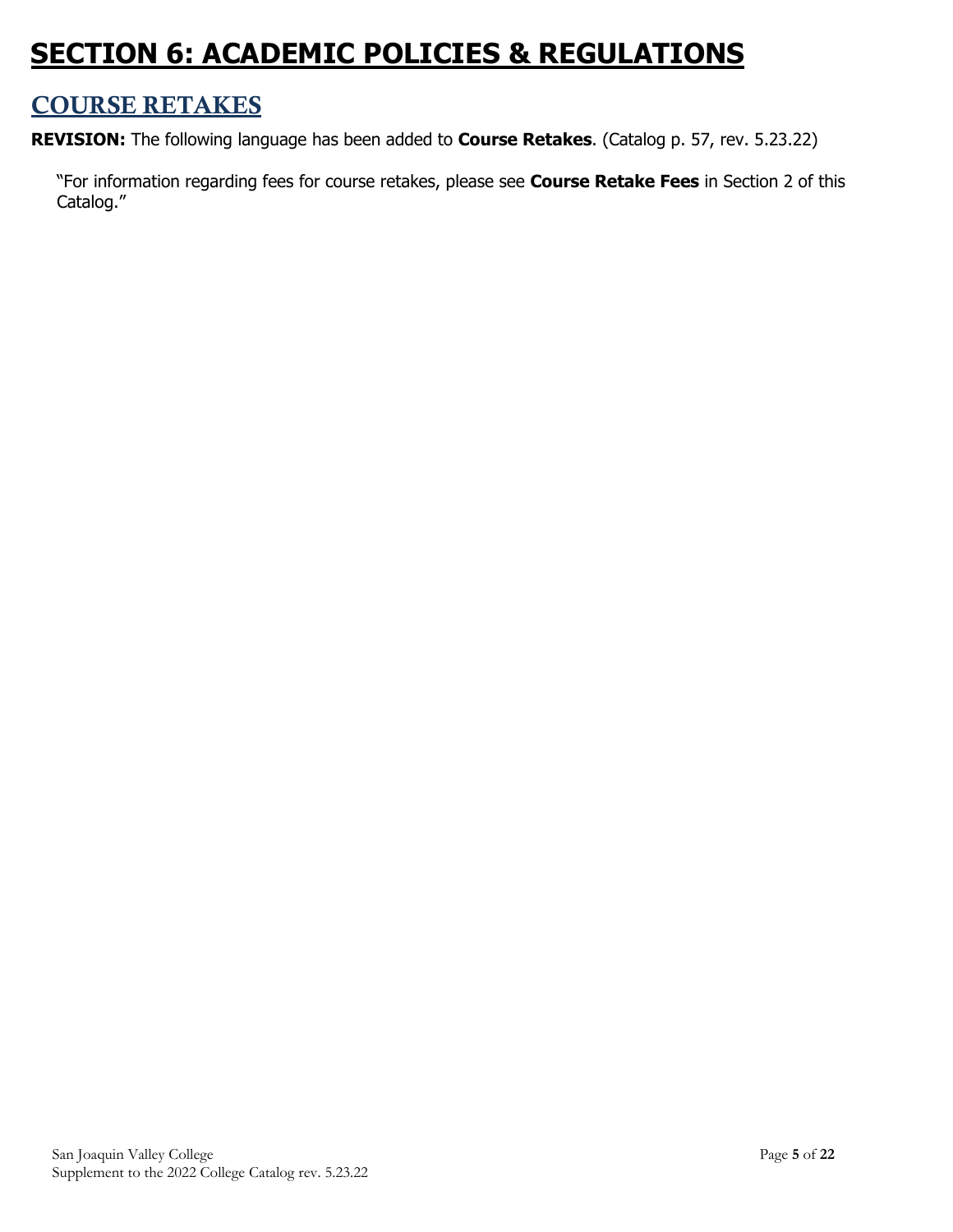# SECTION 6: ACADEMIC POLICIES & REGULATIONS

## COURSE RETAKES

**REVISION:** The following language has been added to **Course Retakes**. (Catalog p. 57, rev. 5.23.22)

"For information regarding fees for course retakes, please see **Course Retake Fees** in Section 2 of this Catalog."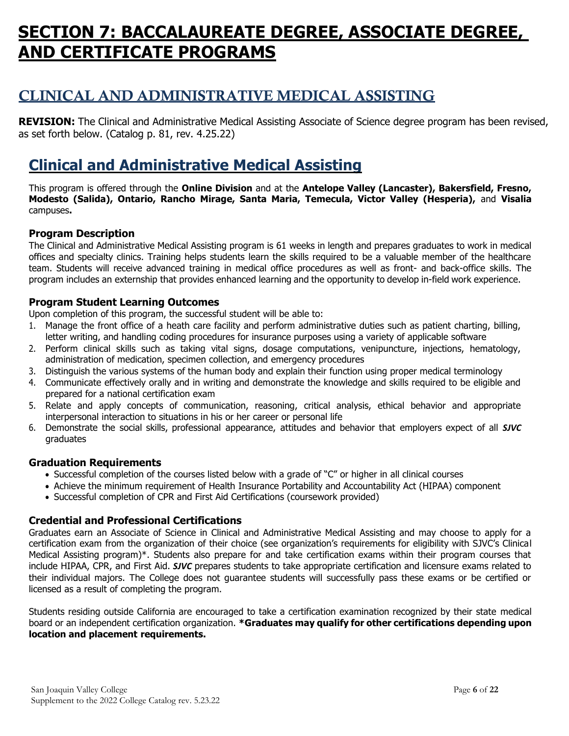# SECTION 7: BACCALAUREATE DEGREE, ASSOCIATE DEGREE, AND CERTIFICATE PROGRAMS

## CLINICAL AND ADMINISTRATIVE MEDICAL ASSISTING

**REVISION:** The Clinical and Administrative Medical Assisting Associate of Science degree program has been revised, as set forth below. (Catalog p. 81, rev. 4.25.22)

## Clinical and Administrative Medical Assisting

This program is offered through the **Online Division** and at the **Antelope Valley (Lancaster), Bakersfield, Fresno, Modesto (Salida), Ontario, Rancho Mirage, Santa Maria, Temecula, Victor Valley (Hesperia),** and **Visalia** campuses**.**

### Program Description

The Clinical and Administrative Medical Assisting program is 61 weeks in length and prepares graduates to work in medical offices and specialty clinics. Training helps students learn the skills required to be a valuable member of the healthcare team. Students will receive advanced training in medical office procedures as well as front- and back-office skills. The program includes an externship that provides enhanced learning and the opportunity to develop in-field work experience.

### Program Student Learning Outcomes

Upon completion of this program, the successful student will be able to:

1. Manage the front office of a heath care facility and perform administrative duties such as patient charting, billing, letter writing, and handling coding procedures for insurance purposes using a variety of applicable software
2. Perform clinical skills such as taking vital signs, dosage computations, venipuncture, injections, hematology, administration of medication, specimen collection, and emergency procedures
3. Distinguish the various systems of the human body and explain their function using proper medical terminology
4. Communicate effectively orally and in writing and demonstrate the knowledge and skills required to be eligible and prepared for a national certification exam
5. Relate and apply concepts of communication, reasoning, critical analysis, ethical behavior and appropriate interpersonal interaction to situations in his or her career or personal life
6. Demonstrate the social skills, professional appearance, attitudes and behavior that employers expect of all ***SJVC*** graduates

### Graduation Requirements

- Successful completion of the courses listed below with a grade of "C" or higher in all clinical courses
- Achieve the minimum requirement of Health Insurance Portability and Accountability Act (HIPAA) component
- Successful completion of CPR and First Aid Certifications (coursework provided)

### Credential and Professional Certifications

Graduates earn an Associate of Science in Clinical and Administrative Medical Assisting and may choose to apply for a certification exam from the organization of their choice (see organization's requirements for eligibility with SJVC's Clinical Medical Assisting program)*. Students also prepare for and take certification exams within their program courses that include HIPAA, CPR, and First Aid. ***SJVC*** prepares students to take appropriate certification and licensure exams related to their individual majors. The College does not guarantee students will successfully pass these exams or be certified or licensed as a result of completing the program.

Students residing outside California are encouraged to take a certification examination recognized by their state medical board or an independent certification organization. **\*Graduates may qualify for other certifications depending upon location and placement requirements.**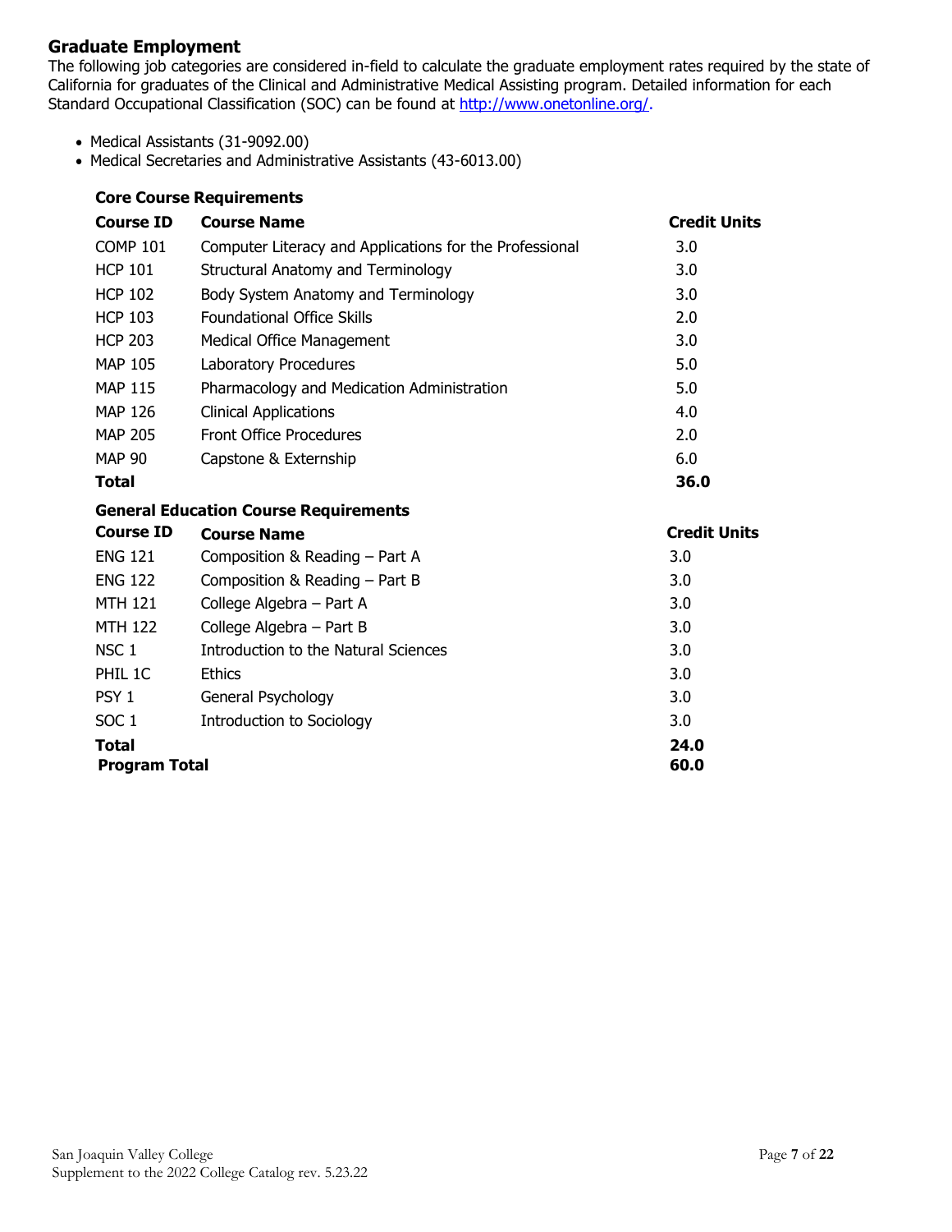## Graduate Employment

The following job categories are considered in-field to calculate the graduate employment rates required by the state of California for graduates of the Clinical and Administrative Medical Assisting program. Detailed information for each Standard Occupational Classification (SOC) can be found at http://www.onetonline.org/.

- Medical Assistants (31-9092.00)
- Medical Secretaries and Administrative Assistants (43-6013.00)

**Core Course Requirements**

| Course ID | Course Name | Credit Units |
|---|---|---|
| COMP 101 | Computer Literacy and Applications for the Professional | 3.0 |
| HCP 101 | Structural Anatomy and Terminology | 3.0 |
| HCP 102 | Body System Anatomy and Terminology | 3.0 |
| HCP 103 | Foundational Office Skills | 2.0 |
| HCP 203 | Medical Office Management | 3.0 |
| MAP 105 | Laboratory Procedures | 5.0 |
| MAP 115 | Pharmacology and Medication Administration | 5.0 |
| MAP 126 | Clinical Applications | 4.0 |
| MAP 205 | Front Office Procedures | 2.0 |
| MAP 90 | Capstone & Externship | 6.0 |
| **Total** | | **36.0** |

**General Education Course Requirements**

| Course ID | Course Name | Credit Units |
|---|---|---|
| ENG 121 | Composition & Reading – Part A | 3.0 |
| ENG 122 | Composition & Reading – Part B | 3.0 |
| MTH 121 | College Algebra – Part A | 3.0 |
| MTH 122 | College Algebra – Part B | 3.0 |
| NSC 1 | Introduction to the Natural Sciences | 3.0 |
| PHIL 1C | Ethics | 3.0 |
| PSY 1 | General Psychology | 3.0 |
| SOC 1 | Introduction to Sociology | 3.0 |
| **Total** | | **24.0** |
| **Program Total** | | **60.0** |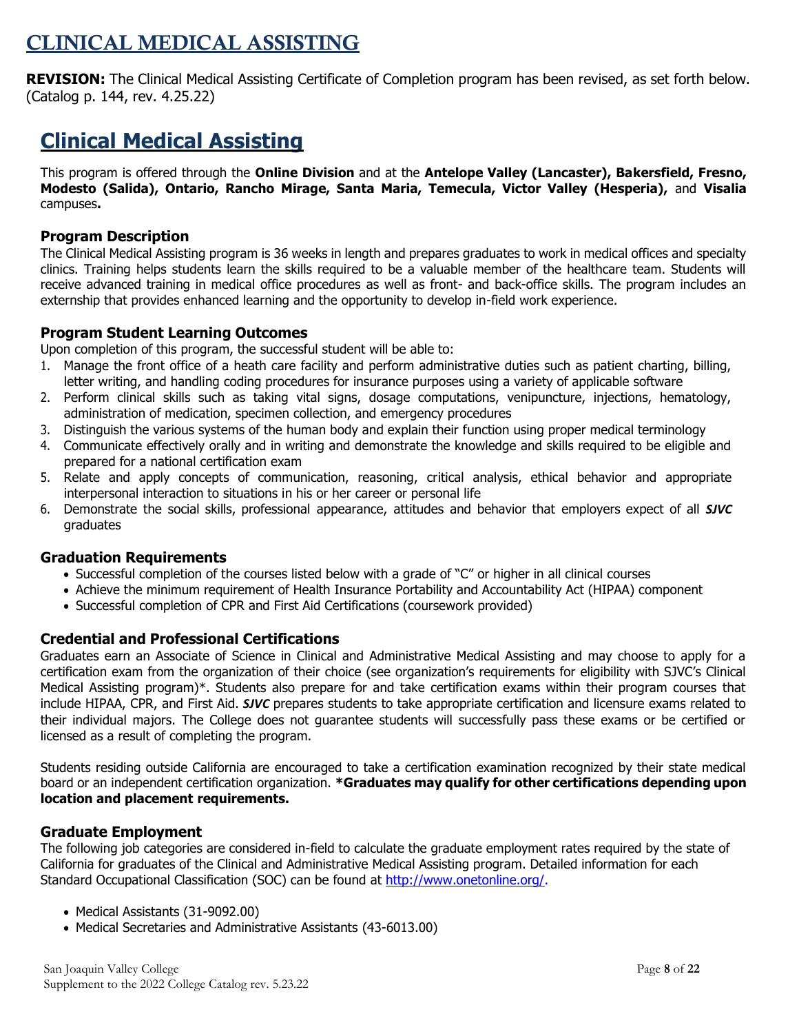# CLINICAL MEDICAL ASSISTING

**REVISION:** The Clinical Medical Assisting Certificate of Completion program has been revised, as set forth below. (Catalog p. 144, rev. 4.25.22)

## Clinical Medical Assisting

This program is offered through the **Online Division** and at the **Antelope Valley (Lancaster), Bakersfield, Fresno, Modesto (Salida), Ontario, Rancho Mirage, Santa Maria, Temecula, Victor Valley (Hesperia),** and **Visalia** campuses**.**

### Program Description

The Clinical Medical Assisting program is 36 weeks in length and prepares graduates to work in medical offices and specialty clinics. Training helps students learn the skills required to be a valuable member of the healthcare team. Students will receive advanced training in medical office procedures as well as front- and back-office skills. The program includes an externship that provides enhanced learning and the opportunity to develop in-field work experience.

### Program Student Learning Outcomes

Upon completion of this program, the successful student will be able to:

1. Manage the front office of a heath care facility and perform administrative duties such as patient charting, billing, letter writing, and handling coding procedures for insurance purposes using a variety of applicable software
2. Perform clinical skills such as taking vital signs, dosage computations, venipuncture, injections, hematology, administration of medication, specimen collection, and emergency procedures
3. Distinguish the various systems of the human body and explain their function using proper medical terminology
4. Communicate effectively orally and in writing and demonstrate the knowledge and skills required to be eligible and prepared for a national certification exam
5. Relate and apply concepts of communication, reasoning, critical analysis, ethical behavior and appropriate interpersonal interaction to situations in his or her career or personal life
6. Demonstrate the social skills, professional appearance, attitudes and behavior that employers expect of all ***SJVC*** graduates

### Graduation Requirements

- Successful completion of the courses listed below with a grade of "C" or higher in all clinical courses
- Achieve the minimum requirement of Health Insurance Portability and Accountability Act (HIPAA) component
- Successful completion of CPR and First Aid Certifications (coursework provided)

### Credential and Professional Certifications

Graduates earn an Associate of Science in Clinical and Administrative Medical Assisting and may choose to apply for a certification exam from the organization of their choice (see organization's requirements for eligibility with SJVC's Clinical Medical Assisting program)*. Students also prepare for and take certification exams within their program courses that include HIPAA, CPR, and First Aid. ***SJVC*** prepares students to take appropriate certification and licensure exams related to their individual majors. The College does not guarantee students will successfully pass these exams or be certified or licensed as a result of completing the program.

Students residing outside California are encouraged to take a certification examination recognized by their state medical board or an independent certification organization. ***Graduates may qualify for other certifications depending upon location and placement requirements.**

### Graduate Employment

The following job categories are considered in-field to calculate the graduate employment rates required by the state of California for graduates of the Clinical and Administrative Medical Assisting program. Detailed information for each Standard Occupational Classification (SOC) can be found at http://www.onetonline.org/.

- Medical Assistants (31-9092.00)
- Medical Secretaries and Administrative Assistants (43-6013.00)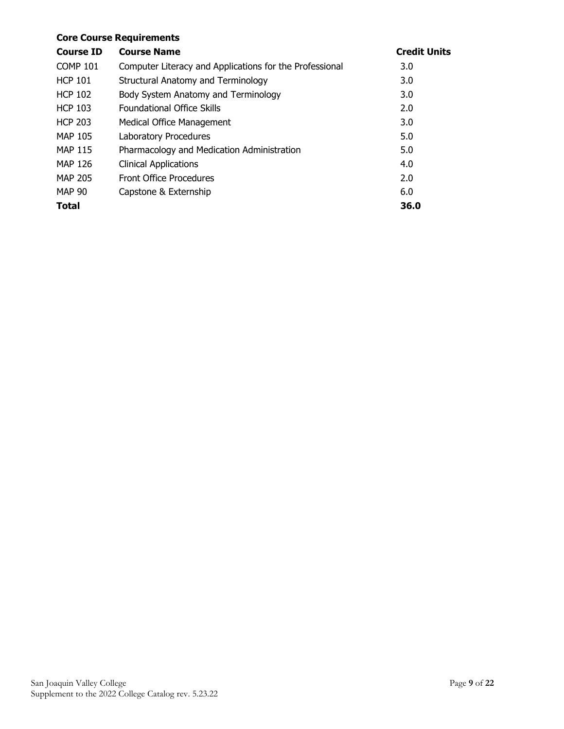**Core Course Requirements**

| Course ID | Course Name | Credit Units |
|---|---|---|
| COMP 101 | Computer Literacy and Applications for the Professional | 3.0 |
| HCP 101 | Structural Anatomy and Terminology | 3.0 |
| HCP 102 | Body System Anatomy and Terminology | 3.0 |
| HCP 103 | Foundational Office Skills | 2.0 |
| HCP 203 | Medical Office Management | 3.0 |
| MAP 105 | Laboratory Procedures | 5.0 |
| MAP 115 | Pharmacology and Medication Administration | 5.0 |
| MAP 126 | Clinical Applications | 4.0 |
| MAP 205 | Front Office Procedures | 2.0 |
| MAP 90 | Capstone & Externship | 6.0 |
| **Total** | | **36.0** |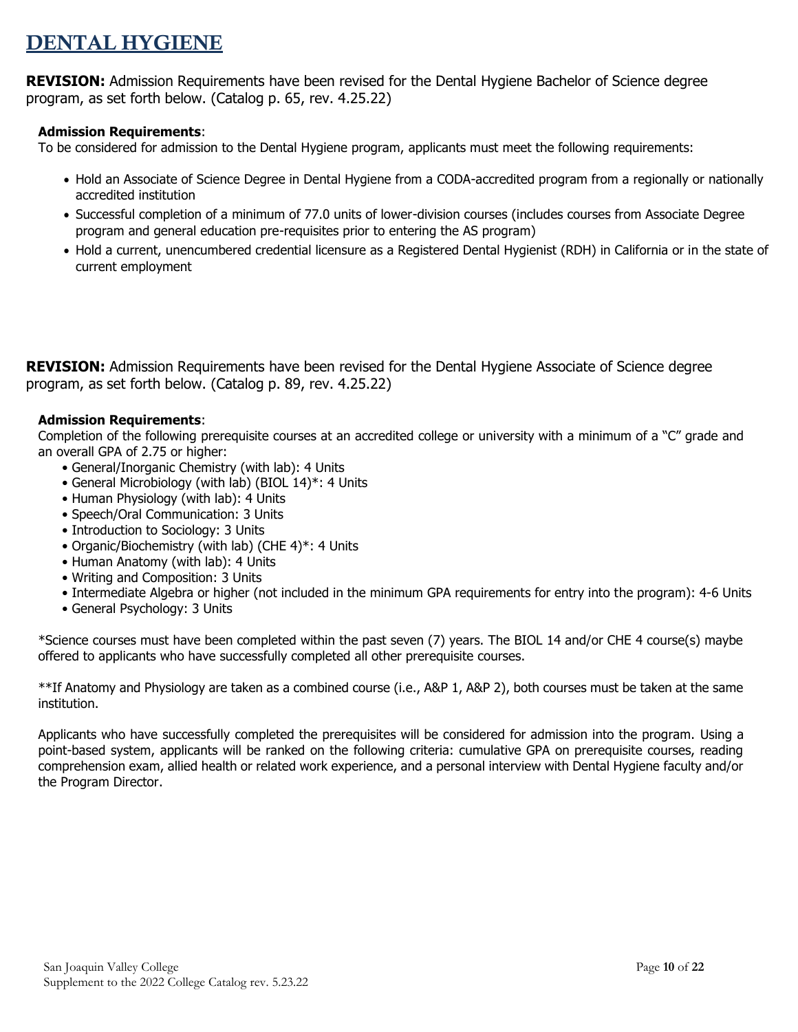# DENTAL HYGIENE

**REVISION:** Admission Requirements have been revised for the Dental Hygiene Bachelor of Science degree program, as set forth below. (Catalog p. 65, rev. 4.25.22)

**Admission Requirements**:

To be considered for admission to the Dental Hygiene program, applicants must meet the following requirements:

- Hold an Associate of Science Degree in Dental Hygiene from a CODA-accredited program from a regionally or nationally accredited institution
- Successful completion of a minimum of 77.0 units of lower-division courses (includes courses from Associate Degree program and general education pre-requisites prior to entering the AS program)
- Hold a current, unencumbered credential licensure as a Registered Dental Hygienist (RDH) in California or in the state of current employment

**REVISION:** Admission Requirements have been revised for the Dental Hygiene Associate of Science degree program, as set forth below. (Catalog p. 89, rev. 4.25.22)

**Admission Requirements**:

Completion of the following prerequisite courses at an accredited college or university with a minimum of a "C" grade and an overall GPA of 2.75 or higher:

- General/Inorganic Chemistry (with lab): 4 Units
- General Microbiology (with lab) (BIOL 14)*: 4 Units
- Human Physiology (with lab): 4 Units
- Speech/Oral Communication: 3 Units
- Introduction to Sociology: 3 Units
- Organic/Biochemistry (with lab) (CHE 4)*: 4 Units
- Human Anatomy (with lab): 4 Units
- Writing and Composition: 3 Units
- Intermediate Algebra or higher (not included in the minimum GPA requirements for entry into the program): 4-6 Units
- General Psychology: 3 Units

*Science courses must have been completed within the past seven (7) years. The BIOL 14 and/or CHE 4 course(s) maybe offered to applicants who have successfully completed all other prerequisite courses.

**If Anatomy and Physiology are taken as a combined course (i.e., A&P 1, A&P 2), both courses must be taken at the same institution.

Applicants who have successfully completed the prerequisites will be considered for admission into the program. Using a point-based system, applicants will be ranked on the following criteria: cumulative GPA on prerequisite courses, reading comprehension exam, allied health or related work experience, and a personal interview with Dental Hygiene faculty and/or the Program Director.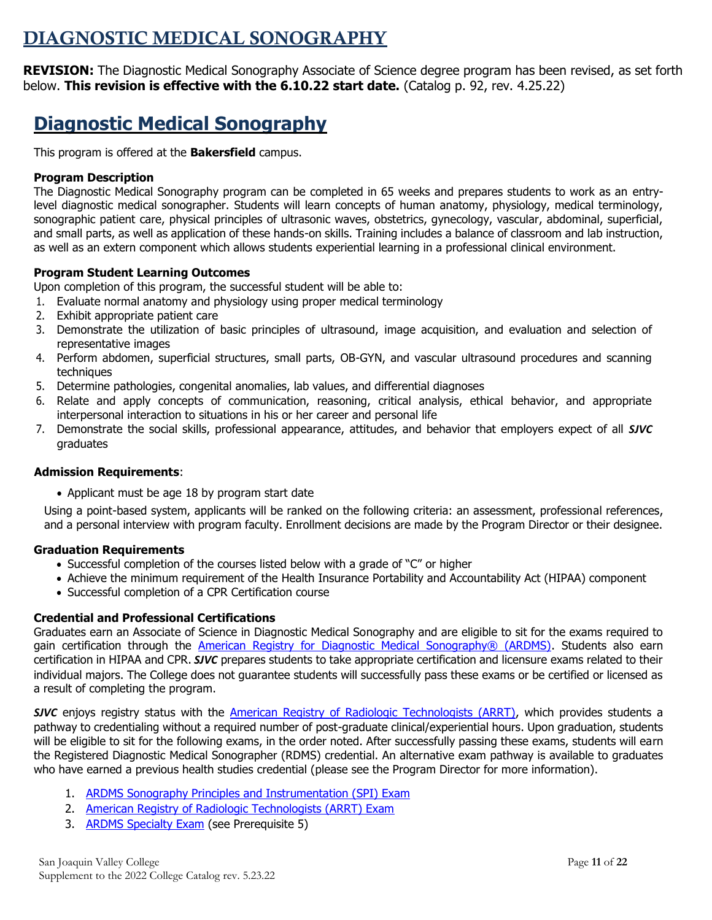# DIAGNOSTIC MEDICAL SONOGRAPHY

**REVISION:** The Diagnostic Medical Sonography Associate of Science degree program has been revised, as set forth below. **This revision is effective with the 6.10.22 start date.** (Catalog p. 92, rev. 4.25.22)

## Diagnostic Medical Sonography

This program is offered at the **Bakersfield** campus.

**Program Description**

The Diagnostic Medical Sonography program can be completed in 65 weeks and prepares students to work as an entry-level diagnostic medical sonographer. Students will learn concepts of human anatomy, physiology, medical terminology, sonographic patient care, physical principles of ultrasonic waves, obstetrics, gynecology, vascular, abdominal, superficial, and small parts, as well as application of these hands-on skills. Training includes a balance of classroom and lab instruction, as well as an extern component which allows students experiential learning in a professional clinical environment.

**Program Student Learning Outcomes**

Upon completion of this program, the successful student will be able to:

1. Evaluate normal anatomy and physiology using proper medical terminology
2. Exhibit appropriate patient care
3. Demonstrate the utilization of basic principles of ultrasound, image acquisition, and evaluation and selection of representative images
4. Perform abdomen, superficial structures, small parts, OB-GYN, and vascular ultrasound procedures and scanning techniques
5. Determine pathologies, congenital anomalies, lab values, and differential diagnoses
6. Relate and apply concepts of communication, reasoning, critical analysis, ethical behavior, and appropriate interpersonal interaction to situations in his or her career and personal life
7. Demonstrate the social skills, professional appearance, attitudes, and behavior that employers expect of all ***SJVC*** graduates

**Admission Requirements**:

- Applicant must be age 18 by program start date

Using a point-based system, applicants will be ranked on the following criteria: an assessment, professional references, and a personal interview with program faculty. Enrollment decisions are made by the Program Director or their designee.

**Graduation Requirements**

- Successful completion of the courses listed below with a grade of "C" or higher
- Achieve the minimum requirement of the Health Insurance Portability and Accountability Act (HIPAA) component
- Successful completion of a CPR Certification course

**Credential and Professional Certifications**

Graduates earn an Associate of Science in Diagnostic Medical Sonography and are eligible to sit for the exams required to gain certification through the American Registry for Diagnostic Medical Sonography® (ARDMS). Students also earn certification in HIPAA and CPR. ***SJVC*** prepares students to take appropriate certification and licensure exams related to their individual majors. The College does not guarantee students will successfully pass these exams or be certified or licensed as a result of completing the program.

***SJVC*** enjoys registry status with the American Registry of Radiologic Technologists (ARRT), which provides students a pathway to credentialing without a required number of post-graduate clinical/experiential hours. Upon graduation, students will be eligible to sit for the following exams, in the order noted. After successfully passing these exams, students will earn the Registered Diagnostic Medical Sonographer (RDMS) credential. An alternative exam pathway is available to graduates who have earned a previous health studies credential (please see the Program Director for more information).

1. ARDMS Sonography Principles and Instrumentation (SPI) Exam
2. American Registry of Radiologic Technologists (ARRT) Exam
3. ARDMS Specialty Exam (see Prerequisite 5)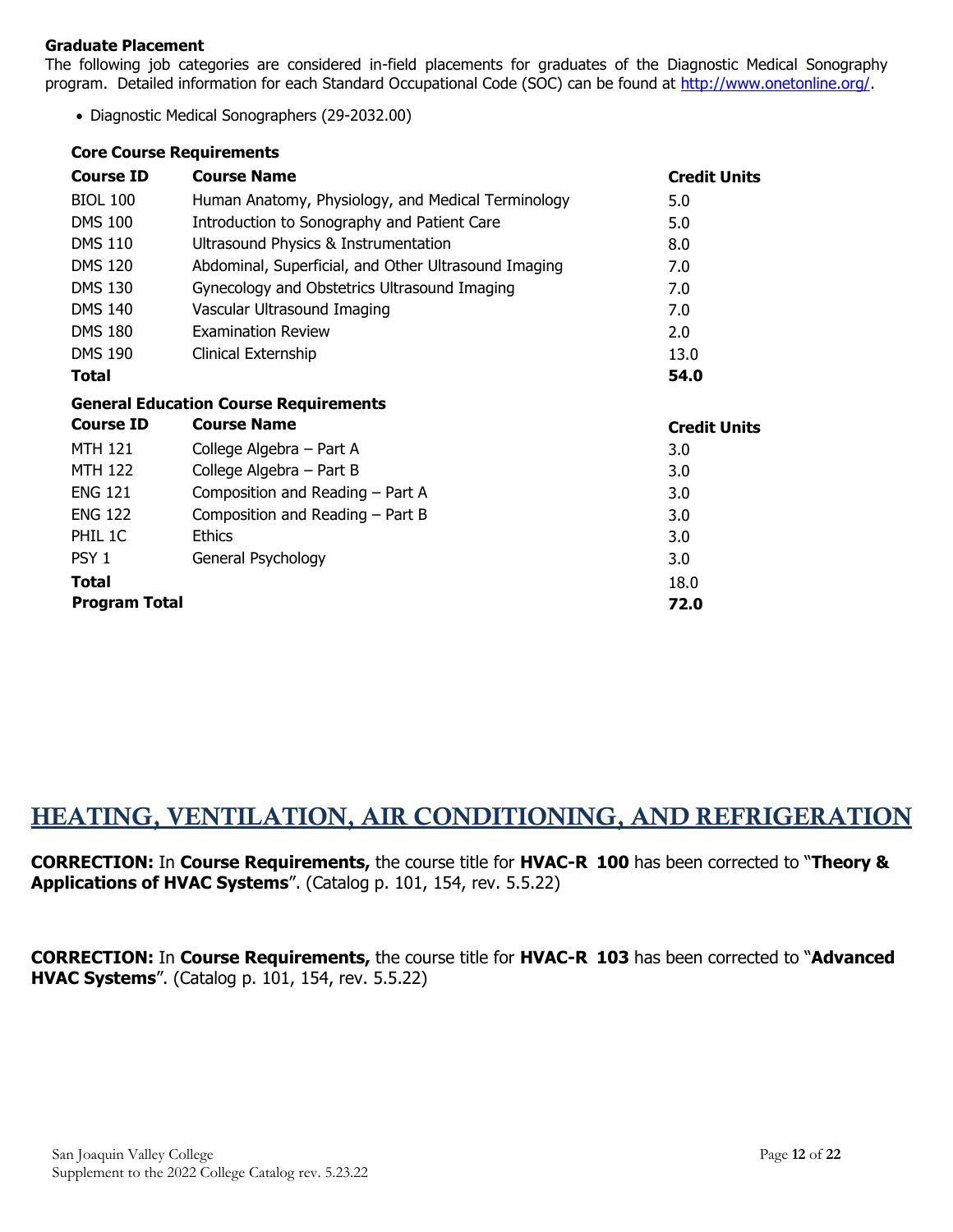**Graduate Placement**

The following job categories are considered in-field placements for graduates of the Diagnostic Medical Sonography program. Detailed information for each Standard Occupational Code (SOC) can be found at http://www.onetonline.org/.

- Diagnostic Medical Sonographers (29-2032.00)

**Core Course Requirements**

| Course ID | Course Name | Credit Units |
|---|---|---|
| BIOL 100 | Human Anatomy, Physiology, and Medical Terminology | 5.0 |
| DMS 100 | Introduction to Sonography and Patient Care | 5.0 |
| DMS 110 | Ultrasound Physics & Instrumentation | 8.0 |
| DMS 120 | Abdominal, Superficial, and Other Ultrasound Imaging | 7.0 |
| DMS 130 | Gynecology and Obstetrics Ultrasound Imaging | 7.0 |
| DMS 140 | Vascular Ultrasound Imaging | 7.0 |
| DMS 180 | Examination Review | 2.0 |
| DMS 190 | Clinical Externship | 13.0 |
| **Total** | | **54.0** |

**General Education Course Requirements**

| Course ID | Course Name | Credit Units |
|---|---|---|
| MTH 121 | College Algebra – Part A | 3.0 |
| MTH 122 | College Algebra – Part B | 3.0 |
| ENG 121 | Composition and Reading – Part A | 3.0 |
| ENG 122 | Composition and Reading – Part B | 3.0 |
| PHIL 1C | Ethics | 3.0 |
| PSY 1 | General Psychology | 3.0 |
| **Total** | | 18.0 |
| **Program Total** | | **72.0** |

## HEATING, VENTILATION, AIR CONDITIONING, AND REFRIGERATION

**CORRECTION:** In **Course Requirements,** the course title for **HVAC-R 100** has been corrected to "**Theory & Applications of HVAC Systems**". (Catalog p. 101, 154, rev. 5.5.22)

**CORRECTION:** In **Course Requirements,** the course title for **HVAC-R 103** has been corrected to "**Advanced HVAC Systems**". (Catalog p. 101, 154, rev. 5.5.22)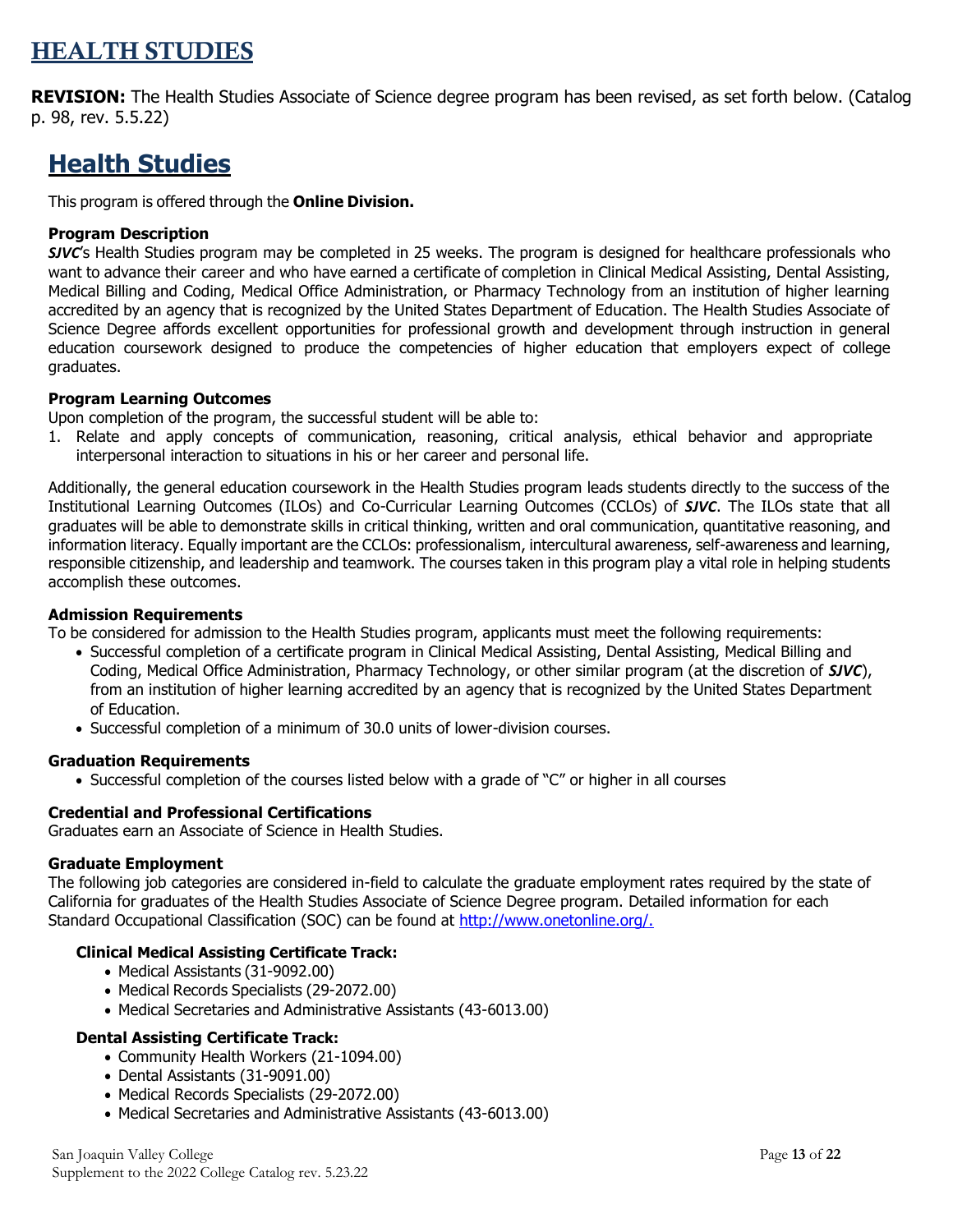# HEALTH STUDIES

**REVISION:** The Health Studies Associate of Science degree program has been revised, as set forth below. (Catalog p. 98, rev. 5.5.22)

## Health Studies

This program is offered through the **Online Division.**

**Program Description**

***SJVC***'s Health Studies program may be completed in 25 weeks. The program is designed for healthcare professionals who want to advance their career and who have earned a certificate of completion in Clinical Medical Assisting, Dental Assisting, Medical Billing and Coding, Medical Office Administration, or Pharmacy Technology from an institution of higher learning accredited by an agency that is recognized by the United States Department of Education. The Health Studies Associate of Science Degree affords excellent opportunities for professional growth and development through instruction in general education coursework designed to produce the competencies of higher education that employers expect of college graduates.

**Program Learning Outcomes**

Upon completion of the program, the successful student will be able to:

1. Relate and apply concepts of communication, reasoning, critical analysis, ethical behavior and appropriate interpersonal interaction to situations in his or her career and personal life.

Additionally, the general education coursework in the Health Studies program leads students directly to the success of the Institutional Learning Outcomes (ILOs) and Co-Curricular Learning Outcomes (CCLOs) of ***SJVC***. The ILOs state that all graduates will be able to demonstrate skills in critical thinking, written and oral communication, quantitative reasoning, and information literacy. Equally important are the CCLOs: professionalism, intercultural awareness, self-awareness and learning, responsible citizenship, and leadership and teamwork. The courses taken in this program play a vital role in helping students accomplish these outcomes.

**Admission Requirements**

To be considered for admission to the Health Studies program, applicants must meet the following requirements:

- Successful completion of a certificate program in Clinical Medical Assisting, Dental Assisting, Medical Billing and Coding, Medical Office Administration, Pharmacy Technology, or other similar program (at the discretion of ***SJVC***), from an institution of higher learning accredited by an agency that is recognized by the United States Department of Education.
- Successful completion of a minimum of 30.0 units of lower-division courses.

**Graduation Requirements**

- Successful completion of the courses listed below with a grade of "C" or higher in all courses

**Credential and Professional Certifications**

Graduates earn an Associate of Science in Health Studies.

**Graduate Employment**

The following job categories are considered in-field to calculate the graduate employment rates required by the state of California for graduates of the Health Studies Associate of Science Degree program. Detailed information for each Standard Occupational Classification (SOC) can be found at http://www.onetonline.org/.

**Clinical Medical Assisting Certificate Track:**

- Medical Assistants (31-9092.00)
- Medical Records Specialists (29-2072.00)
- Medical Secretaries and Administrative Assistants (43-6013.00)

**Dental Assisting Certificate Track:**

- Community Health Workers (21-1094.00)
- Dental Assistants (31-9091.00)
- Medical Records Specialists (29-2072.00)
- Medical Secretaries and Administrative Assistants (43-6013.00)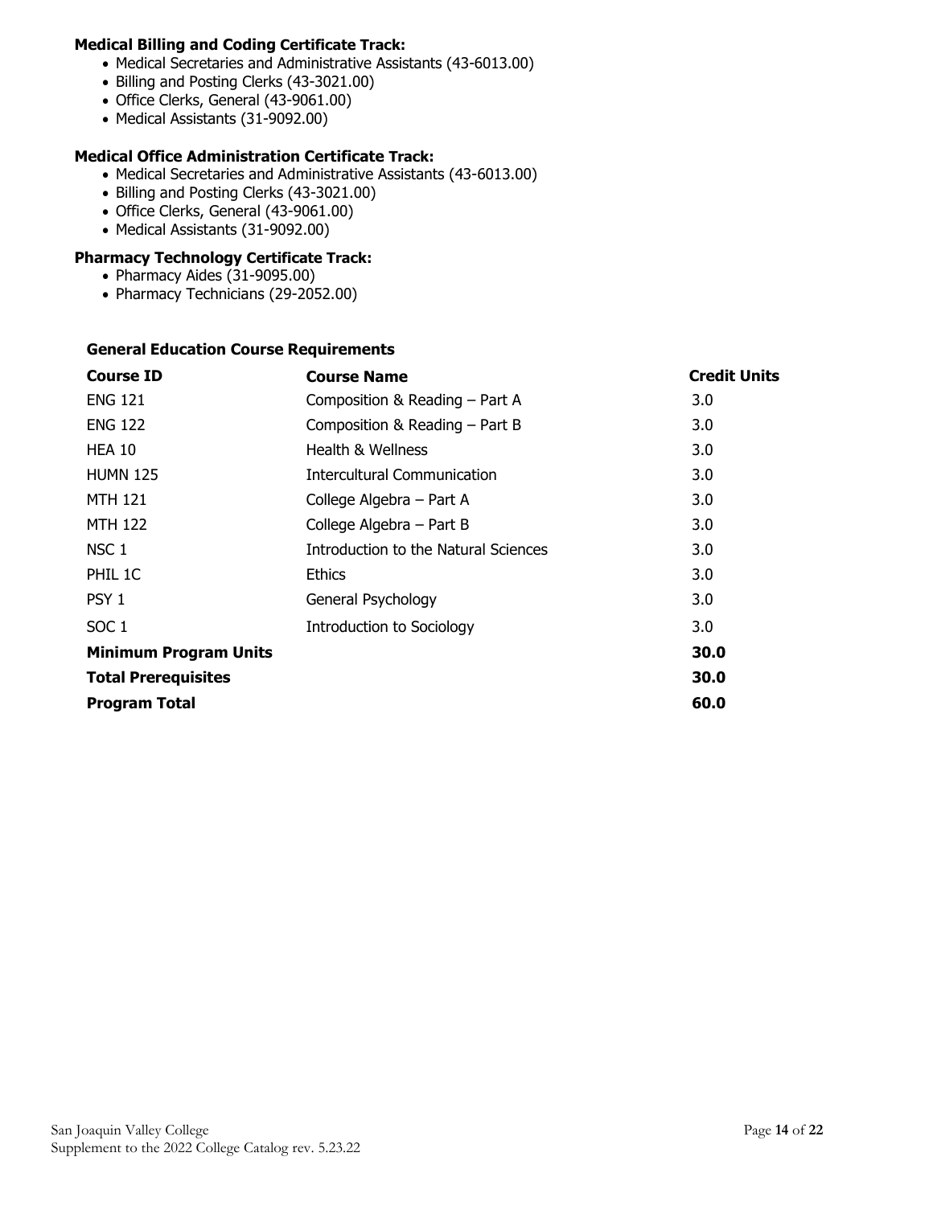**Medical Billing and Coding Certificate Track:**

- Medical Secretaries and Administrative Assistants (43-6013.00)
- Billing and Posting Clerks (43-3021.00)
- Office Clerks, General (43-9061.00)
- Medical Assistants (31-9092.00)

**Medical Office Administration Certificate Track:**

- Medical Secretaries and Administrative Assistants (43-6013.00)
- Billing and Posting Clerks (43-3021.00)
- Office Clerks, General (43-9061.00)
- Medical Assistants (31-9092.00)

**Pharmacy Technology Certificate Track:**

- Pharmacy Aides (31-9095.00)
- Pharmacy Technicians (29-2052.00)

**General Education Course Requirements**

| Course ID | Course Name | Credit Units |
|---|---|---|
| ENG 121 | Composition & Reading – Part A | 3.0 |
| ENG 122 | Composition & Reading – Part B | 3.0 |
| HEA 10 | Health & Wellness | 3.0 |
| HUMN 125 | Intercultural Communication | 3.0 |
| MTH 121 | College Algebra – Part A | 3.0 |
| MTH 122 | College Algebra – Part B | 3.0 |
| NSC 1 | Introduction to the Natural Sciences | 3.0 |
| PHIL 1C | Ethics | 3.0 |
| PSY 1 | General Psychology | 3.0 |
| SOC 1 | Introduction to Sociology | 3.0 |
| **Minimum Program Units** | | **30.0** |
| **Total Prerequisites** | | **30.0** |
| **Program Total** | | **60.0** |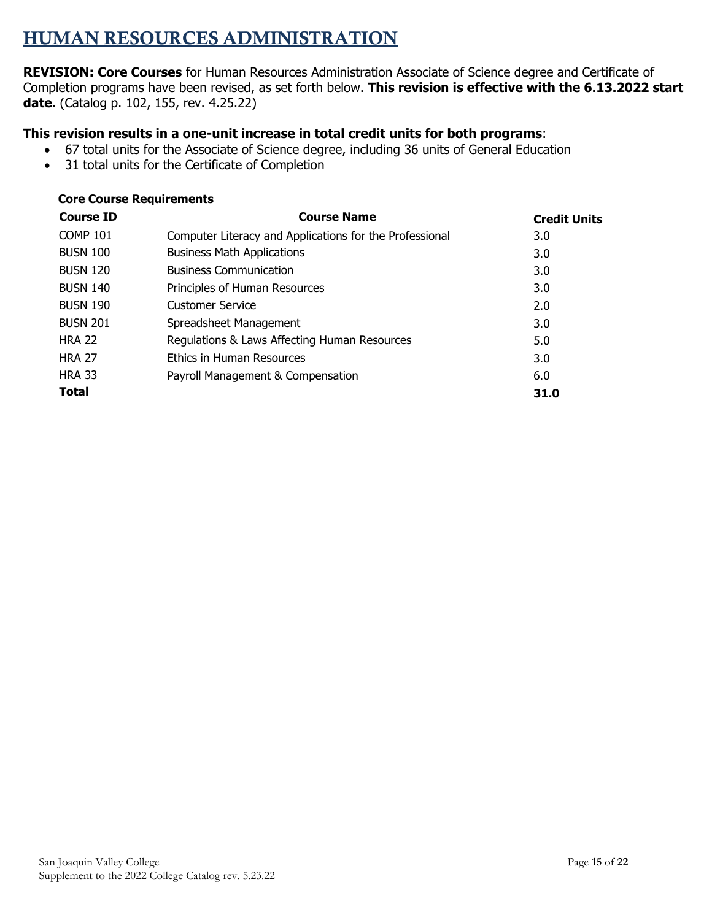# HUMAN RESOURCES ADMINISTRATION

**REVISION: Core Courses** for Human Resources Administration Associate of Science degree and Certificate of Completion programs have been revised, as set forth below. **This revision is effective with the 6.13.2022 start date.** (Catalog p. 102, 155, rev. 4.25.22)

**This revision results in a one-unit increase in total credit units for both programs**:

- 67 total units for the Associate of Science degree, including 36 units of General Education
- 31 total units for the Certificate of Completion

**Core Course Requirements**

| Course ID | Course Name | Credit Units |
|---|---|---|
| COMP 101 | Computer Literacy and Applications for the Professional | 3.0 |
| BUSN 100 | Business Math Applications | 3.0 |
| BUSN 120 | Business Communication | 3.0 |
| BUSN 140 | Principles of Human Resources | 3.0 |
| BUSN 190 | Customer Service | 2.0 |
| BUSN 201 | Spreadsheet Management | 3.0 |
| HRA 22 | Regulations & Laws Affecting Human Resources | 5.0 |
| HRA 27 | Ethics in Human Resources | 3.0 |
| HRA 33 | Payroll Management & Compensation | 6.0 |
| **Total** | | **31.0** |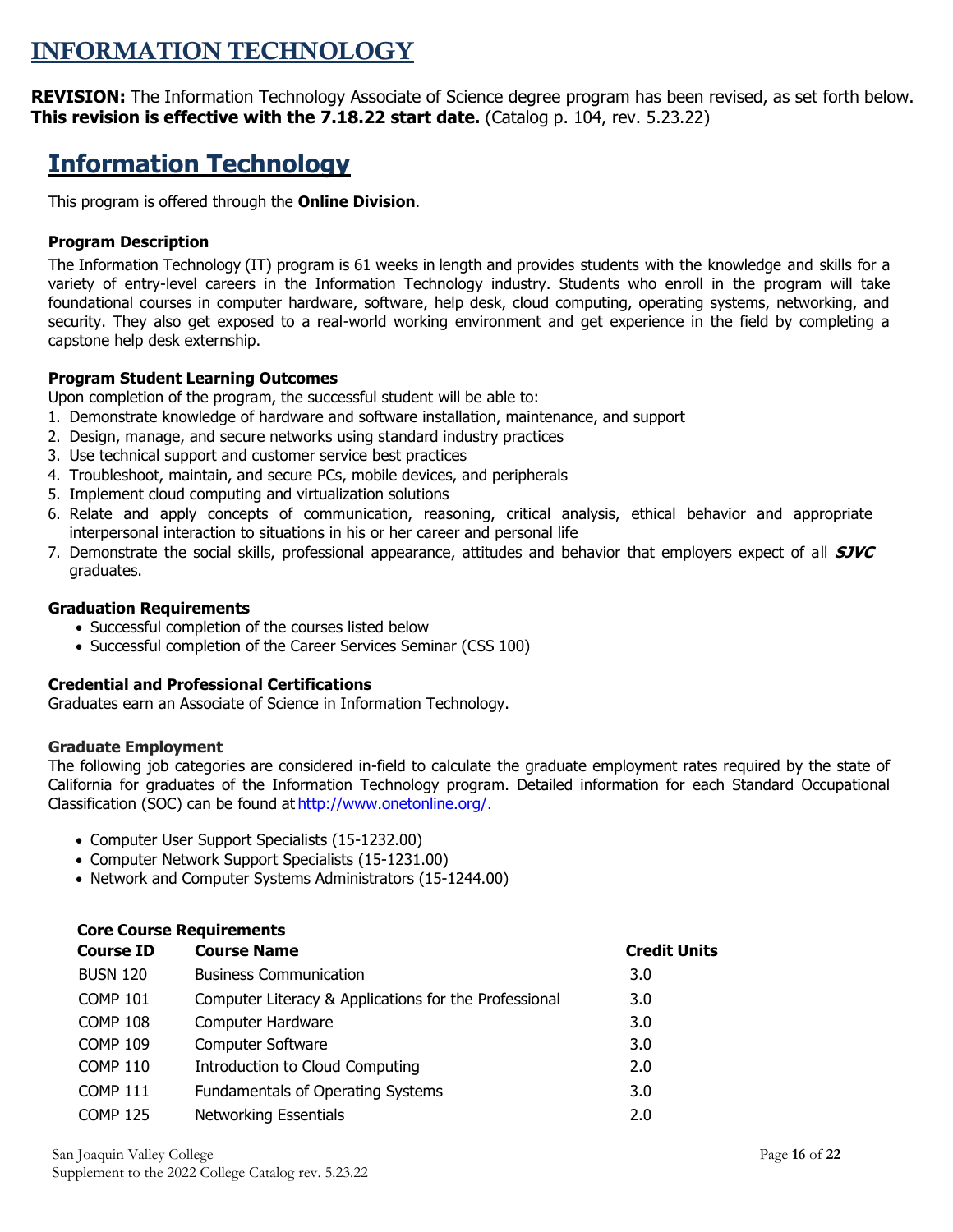# INFORMATION TECHNOLOGY

**REVISION:** The Information Technology Associate of Science degree program has been revised, as set forth below. **This revision is effective with the 7.18.22 start date.** (Catalog p. 104, rev. 5.23.22)

## Information Technology

This program is offered through the **Online Division**.

### Program Description

The Information Technology (IT) program is 61 weeks in length and provides students with the knowledge and skills for a variety of entry-level careers in the Information Technology industry. Students who enroll in the program will take foundational courses in computer hardware, software, help desk, cloud computing, operating systems, networking, and security. They also get exposed to a real-world working environment and get experience in the field by completing a capstone help desk externship.

### Program Student Learning Outcomes

Upon completion of the program, the successful student will be able to:

1. Demonstrate knowledge of hardware and software installation, maintenance, and support
2. Design, manage, and secure networks using standard industry practices
3. Use technical support and customer service best practices
4. Troubleshoot, maintain, and secure PCs, mobile devices, and peripherals
5. Implement cloud computing and virtualization solutions
6. Relate and apply concepts of communication, reasoning, critical analysis, ethical behavior and appropriate interpersonal interaction to situations in his or her career and personal life
7. Demonstrate the social skills, professional appearance, attitudes and behavior that employers expect of all ***SJVC*** graduates.

### Graduation Requirements

- Successful completion of the courses listed below
- Successful completion of the Career Services Seminar (CSS 100)

### Credential and Professional Certifications

Graduates earn an Associate of Science in Information Technology.

### Graduate Employment

The following job categories are considered in-field to calculate the graduate employment rates required by the state of California for graduates of the Information Technology program. Detailed information for each Standard Occupational Classification (SOC) can be found at http://www.onetonline.org/.

- Computer User Support Specialists (15-1232.00)
- Computer Network Support Specialists (15-1231.00)
- Network and Computer Systems Administrators (15-1244.00)

**Core Course Requirements**

| Course ID | Course Name | Credit Units |
|---|---|---|
| BUSN 120 | Business Communication | 3.0 |
| COMP 101 | Computer Literacy & Applications for the Professional | 3.0 |
| COMP 108 | Computer Hardware | 3.0 |
| COMP 109 | Computer Software | 3.0 |
| COMP 110 | Introduction to Cloud Computing | 2.0 |
| COMP 111 | Fundamentals of Operating Systems | 3.0 |
| COMP 125 | Networking Essentials | 2.0 |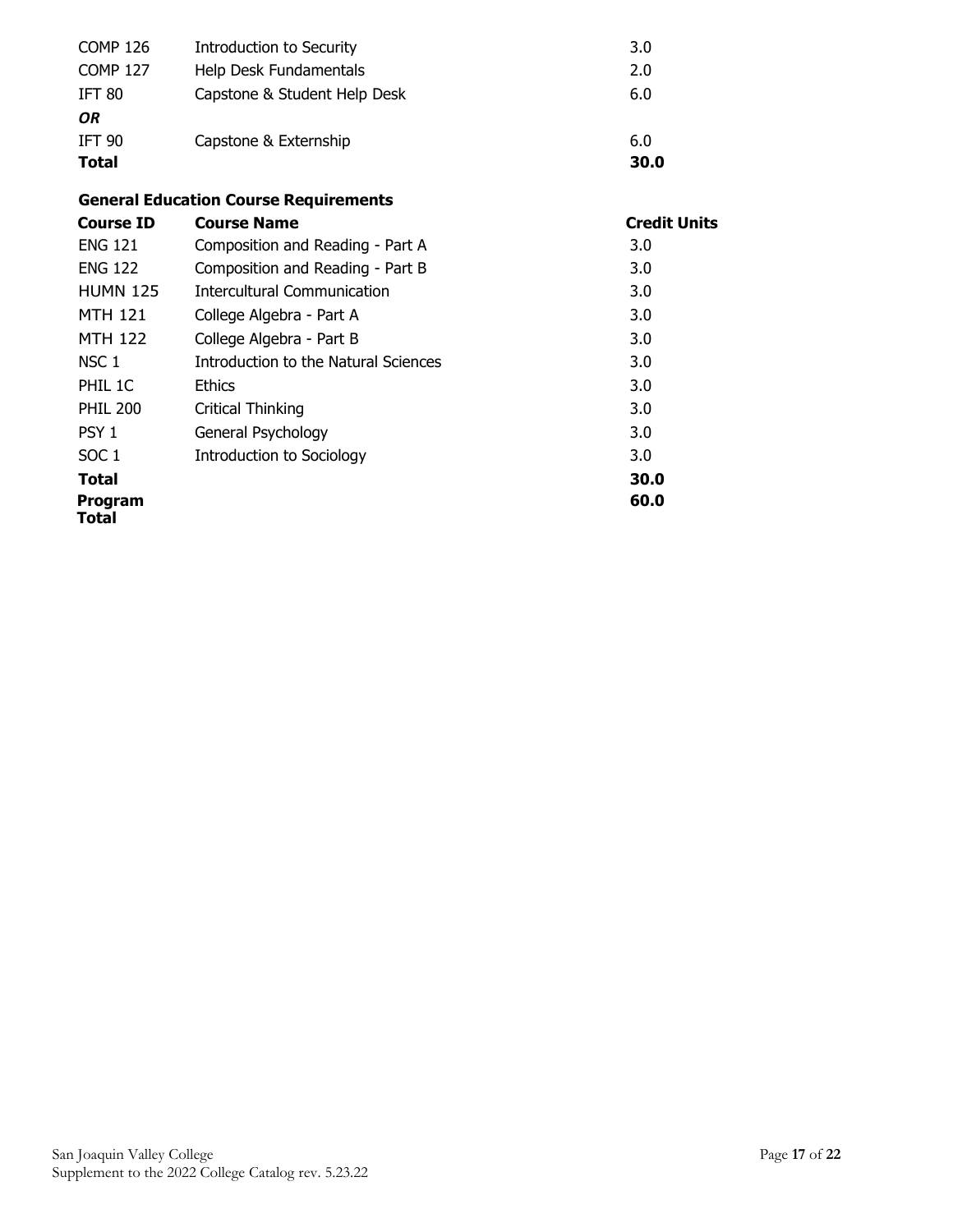| | | |
|---|---|---|
| COMP 126 | Introduction to Security | 3.0 |
| COMP 127 | Help Desk Fundamentals | 2.0 |
| IFT 80 | Capstone & Student Help Desk | 6.0 |
| ***OR*** | | |
| IFT 90 | Capstone & Externship | 6.0 |
| **Total** | | **30.0** |

### General Education Course Requirements

| Course ID | Course Name | Credit Units |
|---|---|---|
| ENG 121 | Composition and Reading - Part A | 3.0 |
| ENG 122 | Composition and Reading - Part B | 3.0 |
| HUMN 125 | Intercultural Communication | 3.0 |
| MTH 121 | College Algebra - Part A | 3.0 |
| MTH 122 | College Algebra - Part B | 3.0 |
| NSC 1 | Introduction to the Natural Sciences | 3.0 |
| PHIL 1C | Ethics | 3.0 |
| PHIL 200 | Critical Thinking | 3.0 |
| PSY 1 | General Psychology | 3.0 |
| SOC 1 | Introduction to Sociology | 3.0 |
| **Total** | | **30.0** |
| **Program Total** | | **60.0** |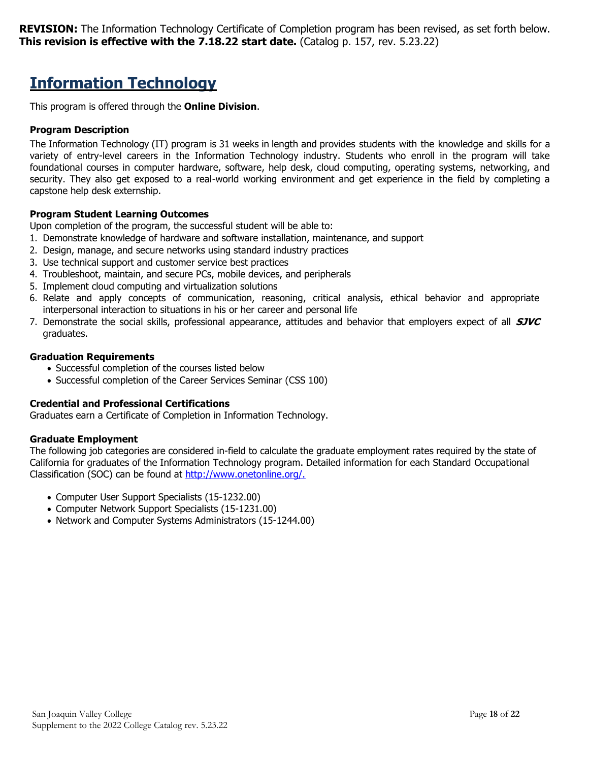**REVISION:** The Information Technology Certificate of Completion program has been revised, as set forth below. **This revision is effective with the 7.18.22 start date.** (Catalog p. 157, rev. 5.23.22)

# Information Technology

This program is offered through the **Online Division**.

### Program Description

The Information Technology (IT) program is 31 weeks in length and provides students with the knowledge and skills for a variety of entry-level careers in the Information Technology industry. Students who enroll in the program will take foundational courses in computer hardware, software, help desk, cloud computing, operating systems, networking, and security. They also get exposed to a real-world working environment and get experience in the field by completing a capstone help desk externship.

### Program Student Learning Outcomes

Upon completion of the program, the successful student will be able to:

1. Demonstrate knowledge of hardware and software installation, maintenance, and support
2. Design, manage, and secure networks using standard industry practices
3. Use technical support and customer service best practices
4. Troubleshoot, maintain, and secure PCs, mobile devices, and peripherals
5. Implement cloud computing and virtualization solutions
6. Relate and apply concepts of communication, reasoning, critical analysis, ethical behavior and appropriate interpersonal interaction to situations in his or her career and personal life
7. Demonstrate the social skills, professional appearance, attitudes and behavior that employers expect of all ***SJVC*** graduates.

### Graduation Requirements

- Successful completion of the courses listed below
- Successful completion of the Career Services Seminar (CSS 100)

### Credential and Professional Certifications

Graduates earn a Certificate of Completion in Information Technology.

### Graduate Employment

The following job categories are considered in-field to calculate the graduate employment rates required by the state of California for graduates of the Information Technology program. Detailed information for each Standard Occupational Classification (SOC) can be found at http://www.onetonline.org/.

- Computer User Support Specialists (15-1232.00)
- Computer Network Support Specialists (15-1231.00)
- Network and Computer Systems Administrators (15-1244.00)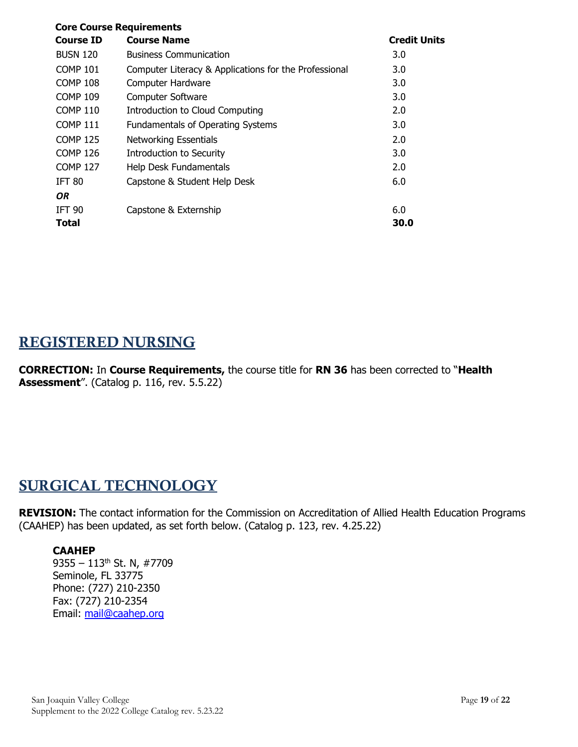**Core Course Requirements**

| Course ID | Course Name | Credit Units |
|---|---|---|
| BUSN 120 | Business Communication | 3.0 |
| COMP 101 | Computer Literacy & Applications for the Professional | 3.0 |
| COMP 108 | Computer Hardware | 3.0 |
| COMP 109 | Computer Software | 3.0 |
| COMP 110 | Introduction to Cloud Computing | 2.0 |
| COMP 111 | Fundamentals of Operating Systems | 3.0 |
| COMP 125 | Networking Essentials | 2.0 |
| COMP 126 | Introduction to Security | 3.0 |
| COMP 127 | Help Desk Fundamentals | 2.0 |
| IFT 80 | Capstone & Student Help Desk | 6.0 |
| ***OR*** | | |
| IFT 90 | Capstone & Externship | 6.0 |
| **Total** | | **30.0** |

## REGISTERED NURSING

**CORRECTION:** In **Course Requirements,** the course title for **RN 36** has been corrected to "**Health Assessment**". (Catalog p. 116, rev. 5.5.22)

## SURGICAL TECHNOLOGY

**REVISION:** The contact information for the Commission on Accreditation of Allied Health Education Programs (CAAHEP) has been updated, as set forth below. (Catalog p. 123, rev. 4.25.22)

**CAAHEP**
9355 – 113th St. N, #7709
Seminole, FL 33775
Phone: (727) 210-2350
Fax: (727) 210-2354
Email: mail@caahep.org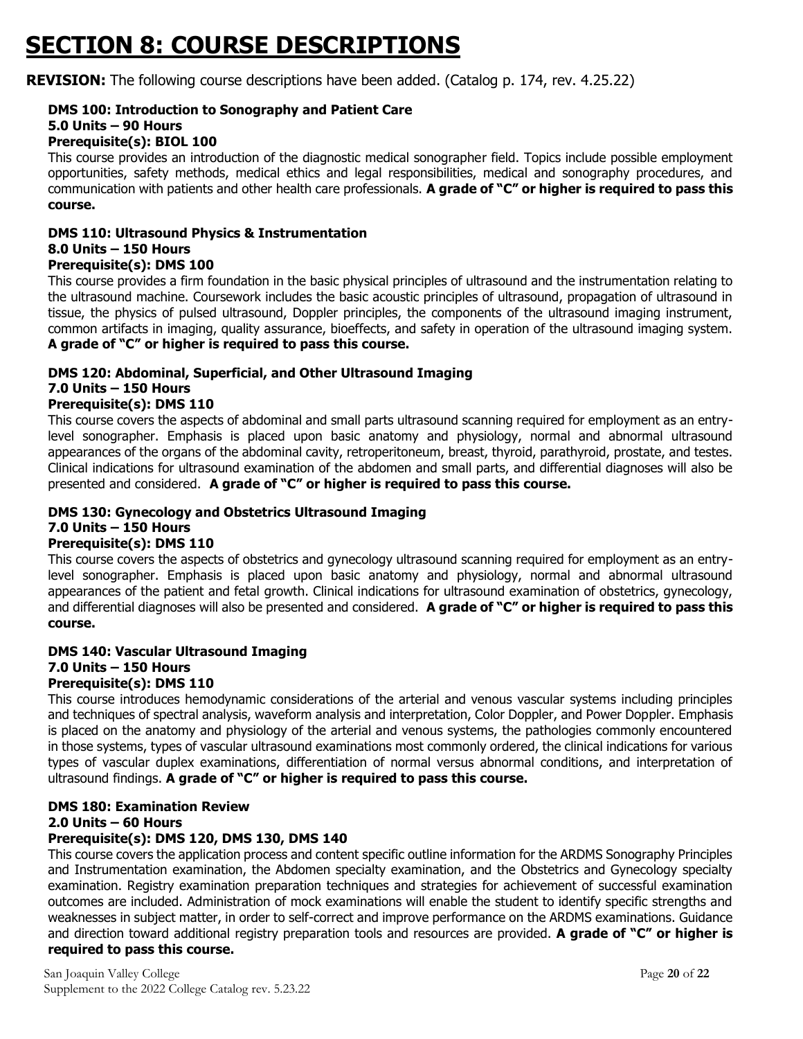# SECTION 8: COURSE DESCRIPTIONS

**REVISION:** The following course descriptions have been added. (Catalog p. 174, rev. 4.25.22)

**DMS 100: Introduction to Sonography and Patient Care**
**5.0 Units – 90 Hours**
**Prerequisite(s): BIOL 100**

This course provides an introduction of the diagnostic medical sonographer field. Topics include possible employment opportunities, safety methods, medical ethics and legal responsibilities, medical and sonography procedures, and communication with patients and other health care professionals. **A grade of "C" or higher is required to pass this course.**

**DMS 110: Ultrasound Physics & Instrumentation**
**8.0 Units – 150 Hours**
**Prerequisite(s): DMS 100**

This course provides a firm foundation in the basic physical principles of ultrasound and the instrumentation relating to the ultrasound machine. Coursework includes the basic acoustic principles of ultrasound, propagation of ultrasound in tissue, the physics of pulsed ultrasound, Doppler principles, the components of the ultrasound imaging instrument, common artifacts in imaging, quality assurance, bioeffects, and safety in operation of the ultrasound imaging system. **A grade of "C" or higher is required to pass this course.**

**DMS 120: Abdominal, Superficial, and Other Ultrasound Imaging**
**7.0 Units – 150 Hours**
**Prerequisite(s): DMS 110**

This course covers the aspects of abdominal and small parts ultrasound scanning required for employment as an entry-level sonographer. Emphasis is placed upon basic anatomy and physiology, normal and abnormal ultrasound appearances of the organs of the abdominal cavity, retroperitoneum, breast, thyroid, parathyroid, prostate, and testes. Clinical indications for ultrasound examination of the abdomen and small parts, and differential diagnoses will also be presented and considered. **A grade of "C" or higher is required to pass this course.**

**DMS 130: Gynecology and Obstetrics Ultrasound Imaging**
**7.0 Units – 150 Hours**
**Prerequisite(s): DMS 110**

This course covers the aspects of obstetrics and gynecology ultrasound scanning required for employment as an entry-level sonographer. Emphasis is placed upon basic anatomy and physiology, normal and abnormal ultrasound appearances of the patient and fetal growth. Clinical indications for ultrasound examination of obstetrics, gynecology, and differential diagnoses will also be presented and considered. **A grade of "C" or higher is required to pass this course.**

**DMS 140: Vascular Ultrasound Imaging**
**7.0 Units – 150 Hours**
**Prerequisite(s): DMS 110**

This course introduces hemodynamic considerations of the arterial and venous vascular systems including principles and techniques of spectral analysis, waveform analysis and interpretation, Color Doppler, and Power Doppler. Emphasis is placed on the anatomy and physiology of the arterial and venous systems, the pathologies commonly encountered in those systems, types of vascular ultrasound examinations most commonly ordered, the clinical indications for various types of vascular duplex examinations, differentiation of normal versus abnormal conditions, and interpretation of ultrasound findings. **A grade of "C" or higher is required to pass this course.**

**DMS 180: Examination Review**
**2.0 Units – 60 Hours**
**Prerequisite(s): DMS 120, DMS 130, DMS 140**

This course covers the application process and content specific outline information for the ARDMS Sonography Principles and Instrumentation examination, the Abdomen specialty examination, and the Obstetrics and Gynecology specialty examination. Registry examination preparation techniques and strategies for achievement of successful examination outcomes are included. Administration of mock examinations will enable the student to identify specific strengths and weaknesses in subject matter, in order to self-correct and improve performance on the ARDMS examinations. Guidance and direction toward additional registry preparation tools and resources are provided. **A grade of "C" or higher is required to pass this course.**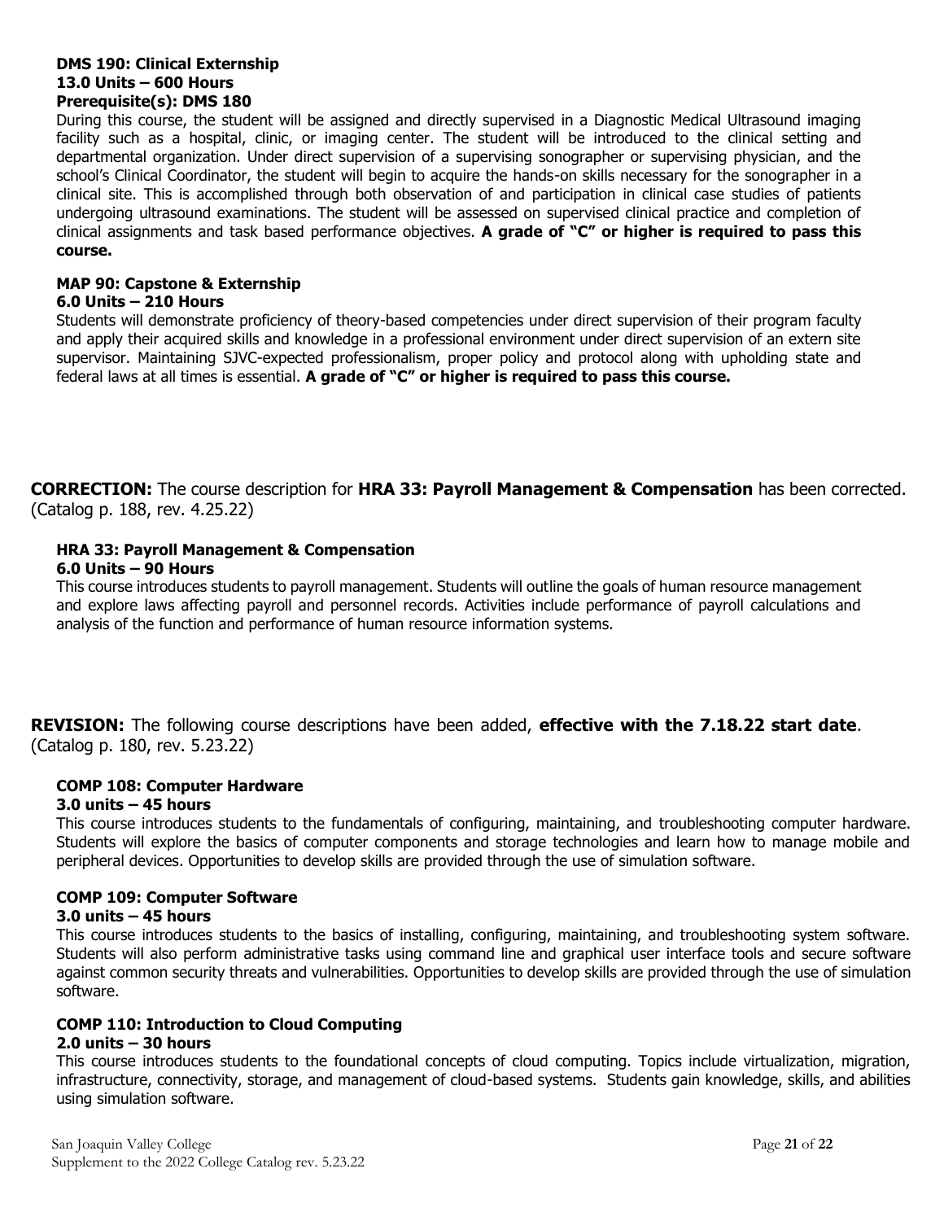**DMS 190: Clinical Externship**
**13.0 Units – 600 Hours**
**Prerequisite(s): DMS 180**

During this course, the student will be assigned and directly supervised in a Diagnostic Medical Ultrasound imaging facility such as a hospital, clinic, or imaging center. The student will be introduced to the clinical setting and departmental organization. Under direct supervision of a supervising sonographer or supervising physician, and the school's Clinical Coordinator, the student will begin to acquire the hands-on skills necessary for the sonographer in a clinical site. This is accomplished through both observation of and participation in clinical case studies of patients undergoing ultrasound examinations. The student will be assessed on supervised clinical practice and completion of clinical assignments and task based performance objectives. **A grade of "C" or higher is required to pass this course.**

**MAP 90: Capstone & Externship**
**6.0 Units – 210 Hours**

Students will demonstrate proficiency of theory-based competencies under direct supervision of their program faculty and apply their acquired skills and knowledge in a professional environment under direct supervision of an extern site supervisor. Maintaining SJVC-expected professionalism, proper policy and protocol along with upholding state and federal laws at all times is essential. **A grade of "C" or higher is required to pass this course.**

**CORRECTION:** The course description for **HRA 33: Payroll Management & Compensation** has been corrected. (Catalog p. 188, rev. 4.25.22)

**HRA 33: Payroll Management & Compensation**
**6.0 Units – 90 Hours**

This course introduces students to payroll management. Students will outline the goals of human resource management and explore laws affecting payroll and personnel records. Activities include performance of payroll calculations and analysis of the function and performance of human resource information systems.

**REVISION:** The following course descriptions have been added, **effective with the 7.18.22 start date**. (Catalog p. 180, rev. 5.23.22)

**COMP 108: Computer Hardware**
**3.0 units – 45 hours**

This course introduces students to the fundamentals of configuring, maintaining, and troubleshooting computer hardware. Students will explore the basics of computer components and storage technologies and learn how to manage mobile and peripheral devices. Opportunities to develop skills are provided through the use of simulation software.

**COMP 109: Computer Software**
**3.0 units – 45 hours**

This course introduces students to the basics of installing, configuring, maintaining, and troubleshooting system software. Students will also perform administrative tasks using command line and graphical user interface tools and secure software against common security threats and vulnerabilities. Opportunities to develop skills are provided through the use of simulation software.

**COMP 110: Introduction to Cloud Computing**
**2.0 units – 30 hours**

This course introduces students to the foundational concepts of cloud computing. Topics include virtualization, migration, infrastructure, connectivity, storage, and management of cloud-based systems. Students gain knowledge, skills, and abilities using simulation software.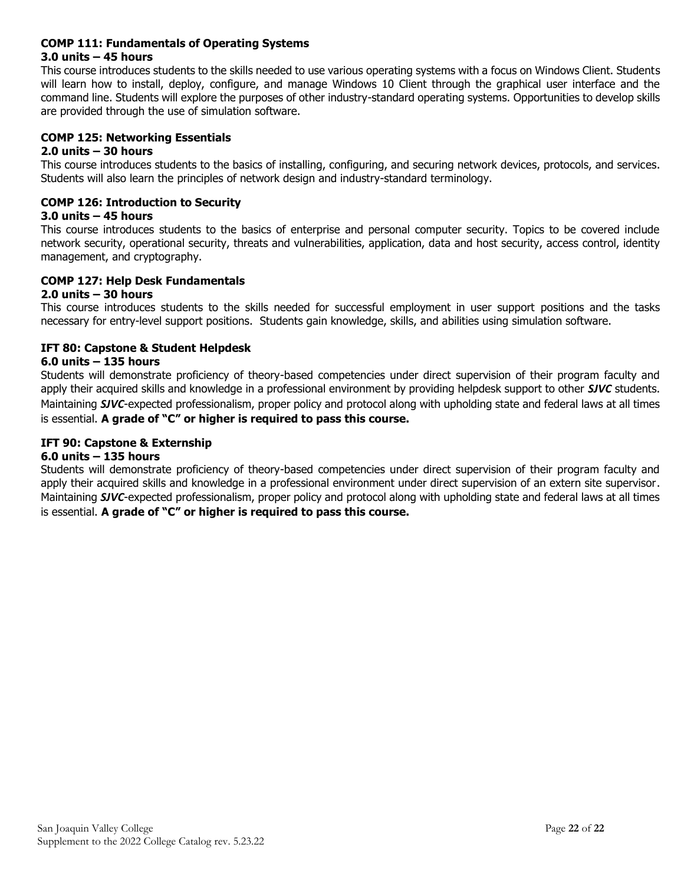**COMP 111: Fundamentals of Operating Systems**
**3.0 units – 45 hours**
This course introduces students to the skills needed to use various operating systems with a focus on Windows Client. Students will learn how to install, deploy, configure, and manage Windows 10 Client through the graphical user interface and the command line. Students will explore the purposes of other industry-standard operating systems. Opportunities to develop skills are provided through the use of simulation software.

**COMP 125: Networking Essentials**
**2.0 units – 30 hours**
This course introduces students to the basics of installing, configuring, and securing network devices, protocols, and services. Students will also learn the principles of network design and industry-standard terminology.

**COMP 126: Introduction to Security**
**3.0 units – 45 hours**
This course introduces students to the basics of enterprise and personal computer security. Topics to be covered include network security, operational security, threats and vulnerabilities, application, data and host security, access control, identity management, and cryptography.

**COMP 127: Help Desk Fundamentals**
**2.0 units – 30 hours**
This course introduces students to the skills needed for successful employment in user support positions and the tasks necessary for entry-level support positions. Students gain knowledge, skills, and abilities using simulation software.

**IFT 80: Capstone & Student Helpdesk**
**6.0 units – 135 hours**
Students will demonstrate proficiency of theory-based competencies under direct supervision of their program faculty and apply their acquired skills and knowledge in a professional environment by providing helpdesk support to other ***SJVC*** students. Maintaining ***SJVC***-expected professionalism, proper policy and protocol along with upholding state and federal laws at all times is essential. **A grade of "C" or higher is required to pass this course.**

**IFT 90: Capstone & Externship**
**6.0 units – 135 hours**
Students will demonstrate proficiency of theory-based competencies under direct supervision of their program faculty and apply their acquired skills and knowledge in a professional environment under direct supervision of an extern site supervisor. Maintaining ***SJVC***-expected professionalism, proper policy and protocol along with upholding state and federal laws at all times is essential. **A grade of "C" or higher is required to pass this course.**